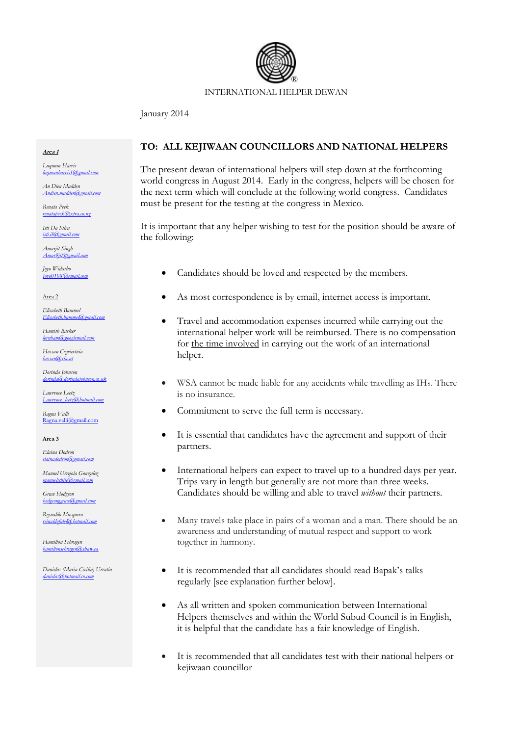INTERNATIONAL HELPER DEWAN

January 2014

**Area 1**

Luqman Harris
luqmanharris1@gmail.com

An Dien Madden
Andien.madden@gmail.com

Renata Peek
renatapeek@xtra.co.nz

Isti Da Silva
isti.ih@gmail.com

Amarjit Singh
Amar9jit@gmail.com

Joyo Widarbo
Joyo0108@gmail.com

Area 2

Elisabeth Bammel
Elisabeth.bammel@gmail.com

Hamish Barker
lornham@googlemail.com

Hassan Czwiertnia
hassan@rhc.at

Dorinda Johnson
dorinda@dorindajohnson.co.uk

Lawrence Leetz
Lawrence_leetz@hotmail.com

Ragna Valli
Ragna.valli@gmail.com

**Area 3**

Elaina Dodson
elainadodson@gmail.com

Manuel Urrejola Gonzalez
manuelschile@gmail.com

Grace Hodgson
hodgsongrace@gmail.com

Reynaldo Mosquera
reinaldofidel@hotmail.com

Hamilton Schragen
hamiltonschragen@shaw.ca

Danielas (Maria Cecilia) Urratia
danielas@hotmail.co.com

## TO: ALL KEJIWAAN COUNCILLORS AND NATIONAL HELPERS

The present dewan of international helpers will step down at the forthcoming world congress in August 2014. Early in the congress, helpers will be chosen for the next term which will conclude at the following world congress. Candidates must be present for the testing at the congress in Mexico.

It is important that any helper wishing to test for the position should be aware of the following:

- Candidates should be loved and respected by the members.
- As most correspondence is by email, internet access is important.
- Travel and accommodation expenses incurred while carrying out the international helper work will be reimbursed. There is no compensation for the time involved in carrying out the work of an international helper.
- WSA cannot be made liable for any accidents while travelling as IHs. There is no insurance.
- Commitment to serve the full term is necessary.
- It is essential that candidates have the agreement and support of their partners.
- International helpers can expect to travel up to a hundred days per year. Trips vary in length but generally are not more than three weeks. Candidates should be willing and able to travel *without* their partners.
- Many travels take place in pairs of a woman and a man. There should be an awareness and understanding of mutual respect and support to work together in harmony.
- It is recommended that all candidates should read Bapak's talks regularly [see explanation further below].
- As all written and spoken communication between International Helpers themselves and within the World Subud Council is in English, it is helpful that the candidate has a fair knowledge of English.
- It is recommended that all candidates test with their national helpers or kejiwaan councillor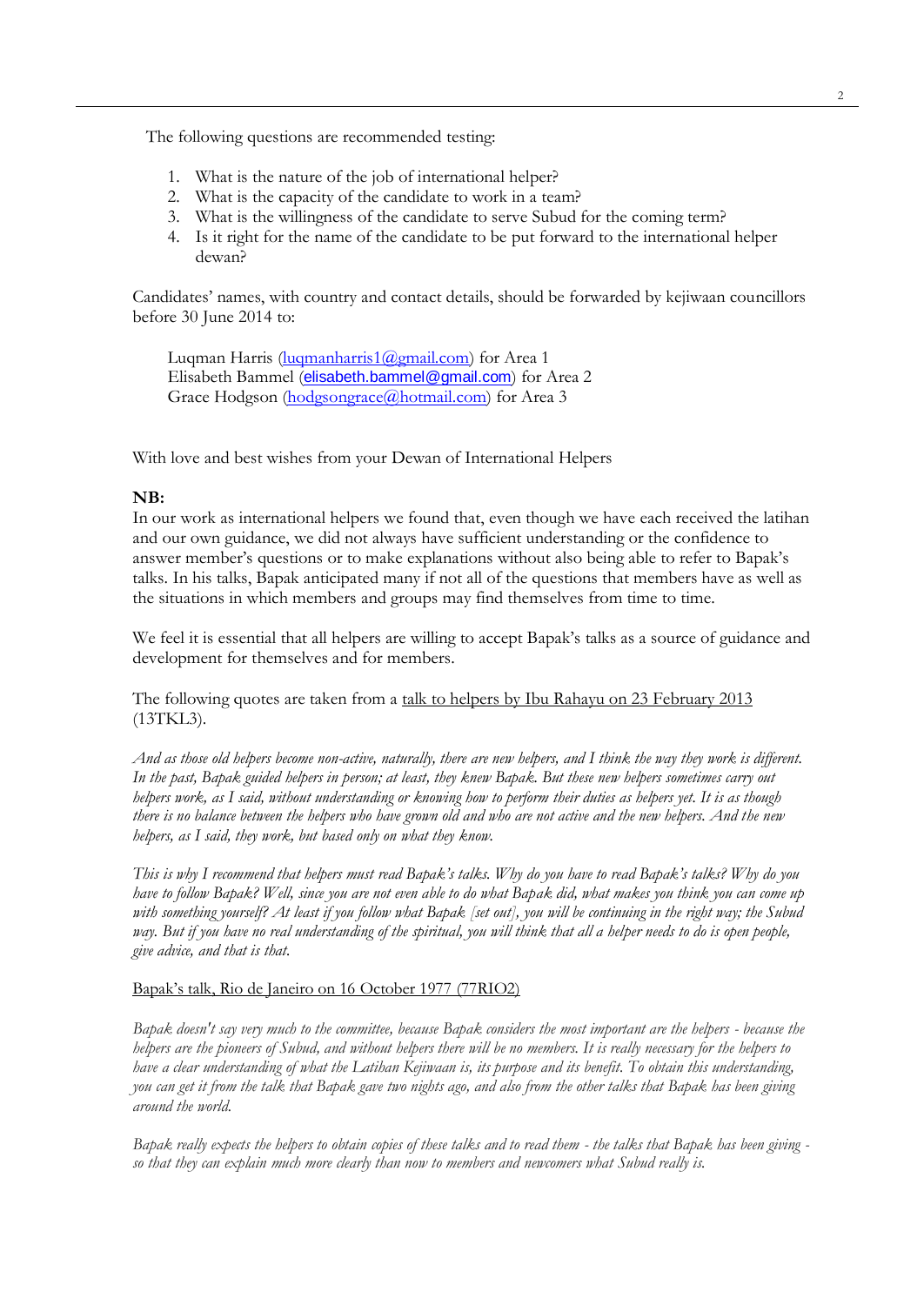The following questions are recommended testing:

1. What is the nature of the job of international helper?
2. What is the capacity of the candidate to work in a team?
3. What is the willingness of the candidate to serve Subud for the coming term?
4. Is it right for the name of the candidate to be put forward to the international helper dewan?

Candidates' names, with country and contact details, should be forwarded by kejiwaan councillors before 30 June 2014 to:

Luqman Harris (luqmanharris1@gmail.com) for Area 1
Elisabeth Bammel (elisabeth.bammel@gmail.com) for Area 2
Grace Hodgson (hodgsongrace@hotmail.com) for Area 3

With love and best wishes from your Dewan of International Helpers

**NB:**

In our work as international helpers we found that, even though we have each received the latihan and our own guidance, we did not always have sufficient understanding or the confidence to answer member's questions or to make explanations without also being able to refer to Bapak's talks. In his talks, Bapak anticipated many if not all of the questions that members have as well as the situations in which members and groups may find themselves from time to time.

We feel it is essential that all helpers are willing to accept Bapak's talks as a source of guidance and development for themselves and for members.

The following quotes are taken from a talk to helpers by Ibu Rahayu on 23 February 2013 (13TKL3).

*And as those old helpers become non-active, naturally, there are new helpers, and I think the way they work is different. In the past, Bapak guided helpers in person; at least, they knew Bapak. But these new helpers sometimes carry out helpers work, as I said, without understanding or knowing how to perform their duties as helpers yet. It is as though there is no balance between the helpers who have grown old and who are not active and the new helpers. And the new helpers, as I said, they work, but based only on what they know.*

*This is why I recommend that helpers must read Bapak's talks. Why do you have to read Bapak's talks? Why do you have to follow Bapak? Well, since you are not even able to do what Bapak did, what makes you think you can come up with something yourself? At least if you follow what Bapak [set out], you will be continuing in the right way; the Subud way. But if you have no real understanding of the spiritual, you will think that all a helper needs to do is open people, give advice, and that is that.*

Bapak's talk, Rio de Janeiro on 16 October 1977 (77RIO2)

*Bapak doesn't say very much to the committee, because Bapak considers the most important are the helpers - because the helpers are the pioneers of Subud, and without helpers there will be no members. It is really necessary for the helpers to have a clear understanding of what the Latihan Kejiwaan is, its purpose and its benefit. To obtain this understanding, you can get it from the talk that Bapak gave two nights ago, and also from the other talks that Bapak has been giving around the world.*

*Bapak really expects the helpers to obtain copies of these talks and to read them - the talks that Bapak has been giving - so that they can explain much more clearly than now to members and newcomers what Subud really is.*